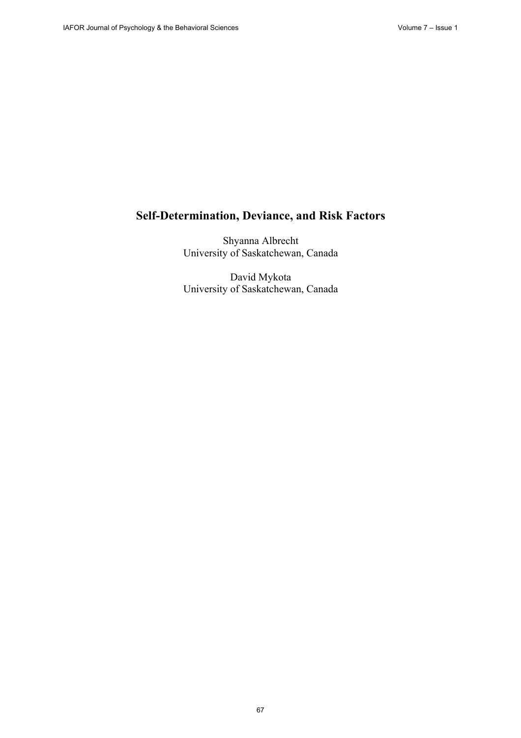# Self-Determination, Deviance, and Risk Factors

Shyanna Albrecht
University of Saskatchewan, Canada

David Mykota
University of Saskatchewan, Canada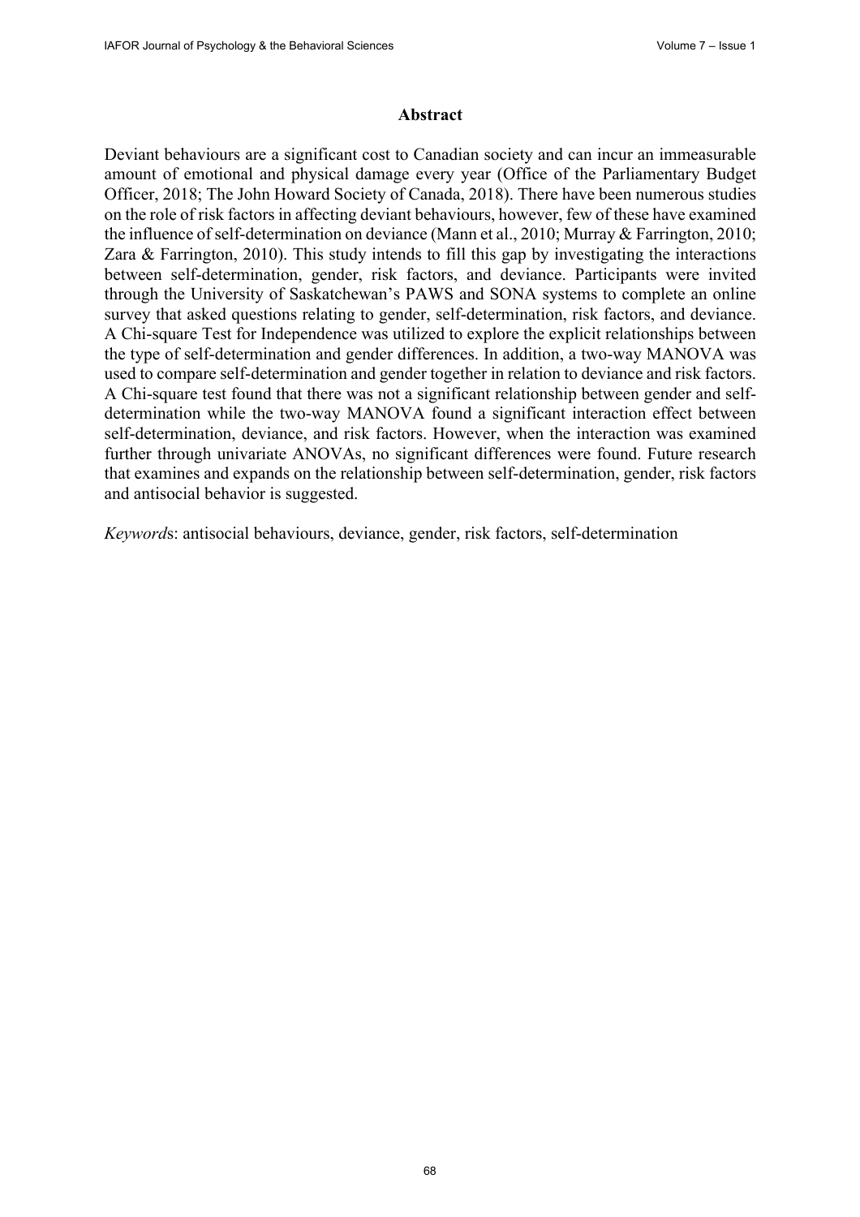## Abstract

Deviant behaviours are a significant cost to Canadian society and can incur an immeasurable amount of emotional and physical damage every year (Office of the Parliamentary Budget Officer, 2018; The John Howard Society of Canada, 2018). There have been numerous studies on the role of risk factors in affecting deviant behaviours, however, few of these have examined the influence of self-determination on deviance (Mann et al., 2010; Murray & Farrington, 2010; Zara & Farrington, 2010). This study intends to fill this gap by investigating the interactions between self-determination, gender, risk factors, and deviance. Participants were invited through the University of Saskatchewan's PAWS and SONA systems to complete an online survey that asked questions relating to gender, self-determination, risk factors, and deviance. A Chi-square Test for Independence was utilized to explore the explicit relationships between the type of self-determination and gender differences. In addition, a two-way MANOVA was used to compare self-determination and gender together in relation to deviance and risk factors. A Chi-square test found that there was not a significant relationship between gender and self-determination while the two-way MANOVA found a significant interaction effect between self-determination, deviance, and risk factors. However, when the interaction was examined further through univariate ANOVAs, no significant differences were found. Future research that examines and expands on the relationship between self-determination, gender, risk factors and antisocial behavior is suggested.

*Keyword*s: antisocial behaviours, deviance, gender, risk factors, self-determination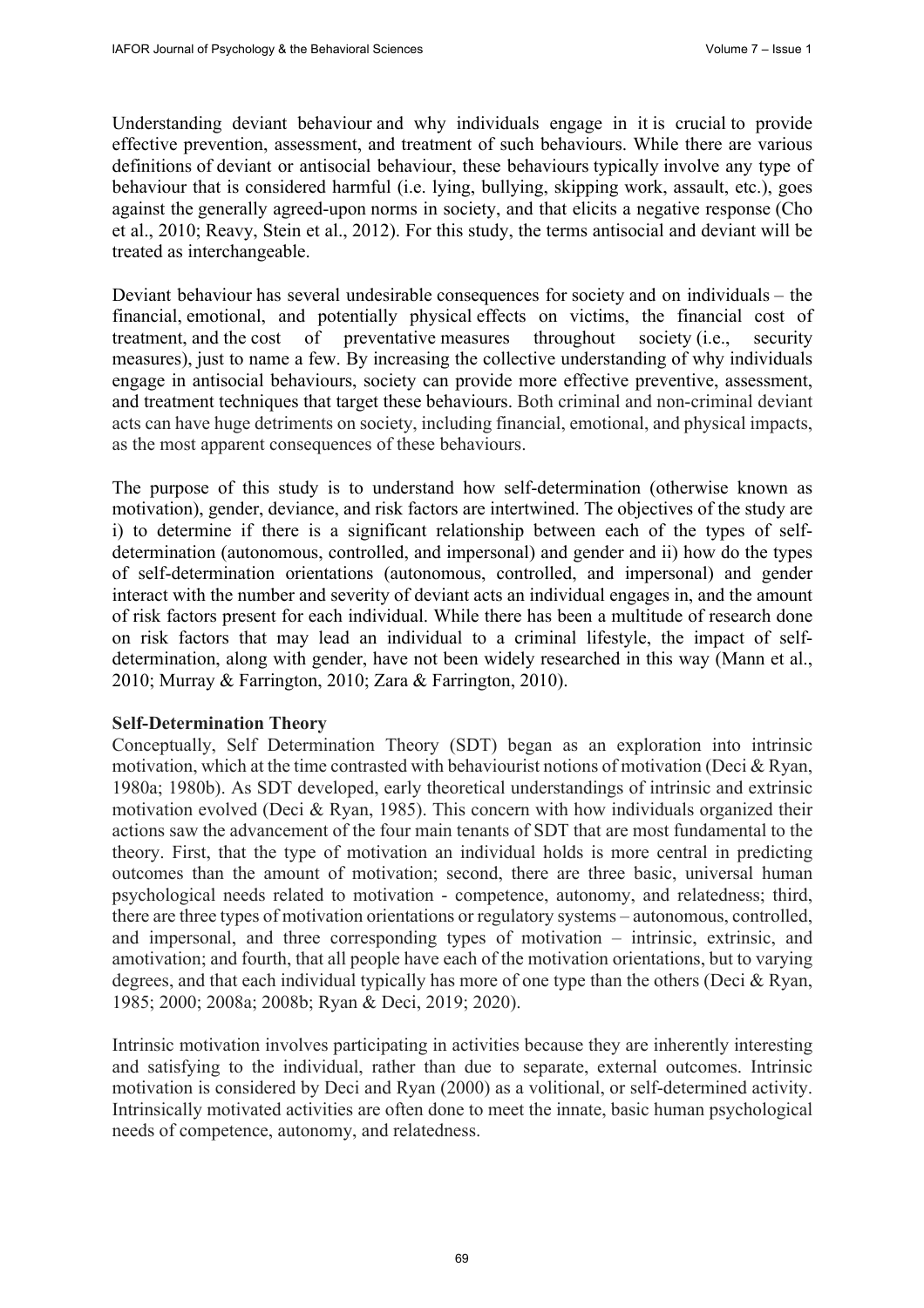Understanding deviant behaviour and why individuals engage in it is crucial to provide effective prevention, assessment, and treatment of such behaviours. While there are various definitions of deviant or antisocial behaviour, these behaviours typically involve any type of behaviour that is considered harmful (i.e. lying, bullying, skipping work, assault, etc.), goes against the generally agreed-upon norms in society, and that elicits a negative response (Cho et al., 2010; Reavy, Stein et al., 2012). For this study, the terms antisocial and deviant will be treated as interchangeable.

Deviant behaviour has several undesirable consequences for society and on individuals – the financial, emotional, and potentially physical effects on victims, the financial cost of treatment, and the cost of preventative measures throughout society (i.e., security measures), just to name a few. By increasing the collective understanding of why individuals engage in antisocial behaviours, society can provide more effective preventive, assessment, and treatment techniques that target these behaviours. Both criminal and non-criminal deviant acts can have huge detriments on society, including financial, emotional, and physical impacts, as the most apparent consequences of these behaviours.

The purpose of this study is to understand how self-determination (otherwise known as motivation), gender, deviance, and risk factors are intertwined. The objectives of the study are i) to determine if there is a significant relationship between each of the types of self-determination (autonomous, controlled, and impersonal) and gender and ii) how do the types of self-determination orientations (autonomous, controlled, and impersonal) and gender interact with the number and severity of deviant acts an individual engages in, and the amount of risk factors present for each individual. While there has been a multitude of research done on risk factors that may lead an individual to a criminal lifestyle, the impact of self-determination, along with gender, have not been widely researched in this way (Mann et al., 2010; Murray & Farrington, 2010; Zara & Farrington, 2010).

**Self-Determination Theory**

Conceptually, Self Determination Theory (SDT) began as an exploration into intrinsic motivation, which at the time contrasted with behaviourist notions of motivation (Deci & Ryan, 1980a; 1980b). As SDT developed, early theoretical understandings of intrinsic and extrinsic motivation evolved (Deci & Ryan, 1985). This concern with how individuals organized their actions saw the advancement of the four main tenants of SDT that are most fundamental to the theory. First, that the type of motivation an individual holds is more central in predicting outcomes than the amount of motivation; second, there are three basic, universal human psychological needs related to motivation - competence, autonomy, and relatedness; third, there are three types of motivation orientations or regulatory systems – autonomous, controlled, and impersonal, and three corresponding types of motivation – intrinsic, extrinsic, and amotivation; and fourth, that all people have each of the motivation orientations, but to varying degrees, and that each individual typically has more of one type than the others (Deci & Ryan, 1985; 2000; 2008a; 2008b; Ryan & Deci, 2019; 2020).

Intrinsic motivation involves participating in activities because they are inherently interesting and satisfying to the individual, rather than due to separate, external outcomes. Intrinsic motivation is considered by Deci and Ryan (2000) as a volitional, or self-determined activity. Intrinsically motivated activities are often done to meet the innate, basic human psychological needs of competence, autonomy, and relatedness.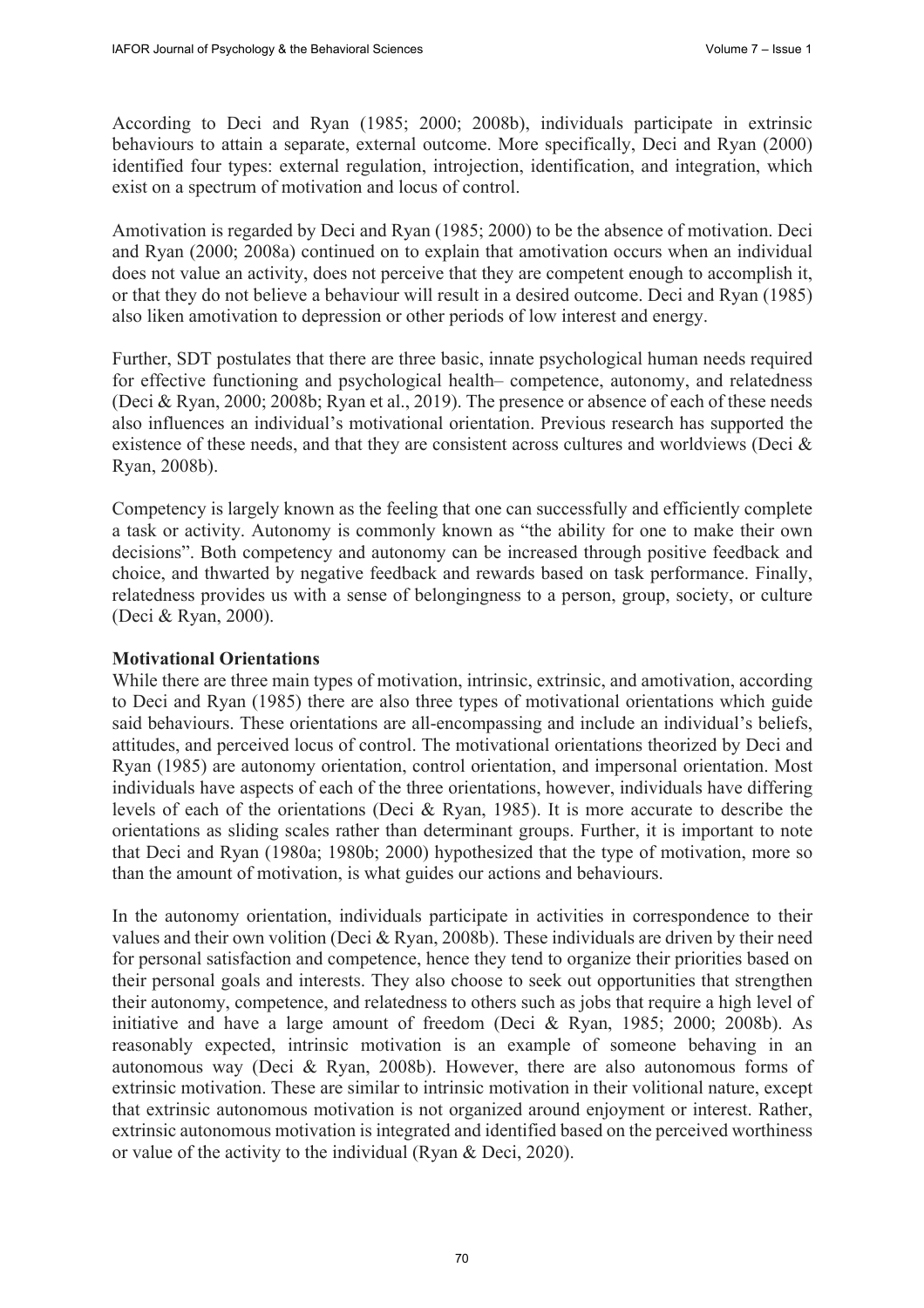According to Deci and Ryan (1985; 2000; 2008b), individuals participate in extrinsic behaviours to attain a separate, external outcome. More specifically, Deci and Ryan (2000) identified four types: external regulation, introjection, identification, and integration, which exist on a spectrum of motivation and locus of control.

Amotivation is regarded by Deci and Ryan (1985; 2000) to be the absence of motivation. Deci and Ryan (2000; 2008a) continued on to explain that amotivation occurs when an individual does not value an activity, does not perceive that they are competent enough to accomplish it, or that they do not believe a behaviour will result in a desired outcome. Deci and Ryan (1985) also liken amotivation to depression or other periods of low interest and energy.

Further, SDT postulates that there are three basic, innate psychological human needs required for effective functioning and psychological health– competence, autonomy, and relatedness (Deci & Ryan, 2000; 2008b; Ryan et al., 2019). The presence or absence of each of these needs also influences an individual's motivational orientation. Previous research has supported the existence of these needs, and that they are consistent across cultures and worldviews (Deci & Ryan, 2008b).

Competency is largely known as the feeling that one can successfully and efficiently complete a task or activity. Autonomy is commonly known as "the ability for one to make their own decisions". Both competency and autonomy can be increased through positive feedback and choice, and thwarted by negative feedback and rewards based on task performance. Finally, relatedness provides us with a sense of belongingness to a person, group, society, or culture (Deci & Ryan, 2000).

**Motivational Orientations**

While there are three main types of motivation, intrinsic, extrinsic, and amotivation, according to Deci and Ryan (1985) there are also three types of motivational orientations which guide said behaviours. These orientations are all-encompassing and include an individual's beliefs, attitudes, and perceived locus of control. The motivational orientations theorized by Deci and Ryan (1985) are autonomy orientation, control orientation, and impersonal orientation. Most individuals have aspects of each of the three orientations, however, individuals have differing levels of each of the orientations (Deci & Ryan, 1985). It is more accurate to describe the orientations as sliding scales rather than determinant groups. Further, it is important to note that Deci and Ryan (1980a; 1980b; 2000) hypothesized that the type of motivation, more so than the amount of motivation, is what guides our actions and behaviours.

In the autonomy orientation, individuals participate in activities in correspondence to their values and their own volition (Deci & Ryan, 2008b). These individuals are driven by their need for personal satisfaction and competence, hence they tend to organize their priorities based on their personal goals and interests. They also choose to seek out opportunities that strengthen their autonomy, competence, and relatedness to others such as jobs that require a high level of initiative and have a large amount of freedom (Deci & Ryan, 1985; 2000; 2008b). As reasonably expected, intrinsic motivation is an example of someone behaving in an autonomous way (Deci & Ryan, 2008b). However, there are also autonomous forms of extrinsic motivation. These are similar to intrinsic motivation in their volitional nature, except that extrinsic autonomous motivation is not organized around enjoyment or interest. Rather, extrinsic autonomous motivation is integrated and identified based on the perceived worthiness or value of the activity to the individual (Ryan & Deci, 2020).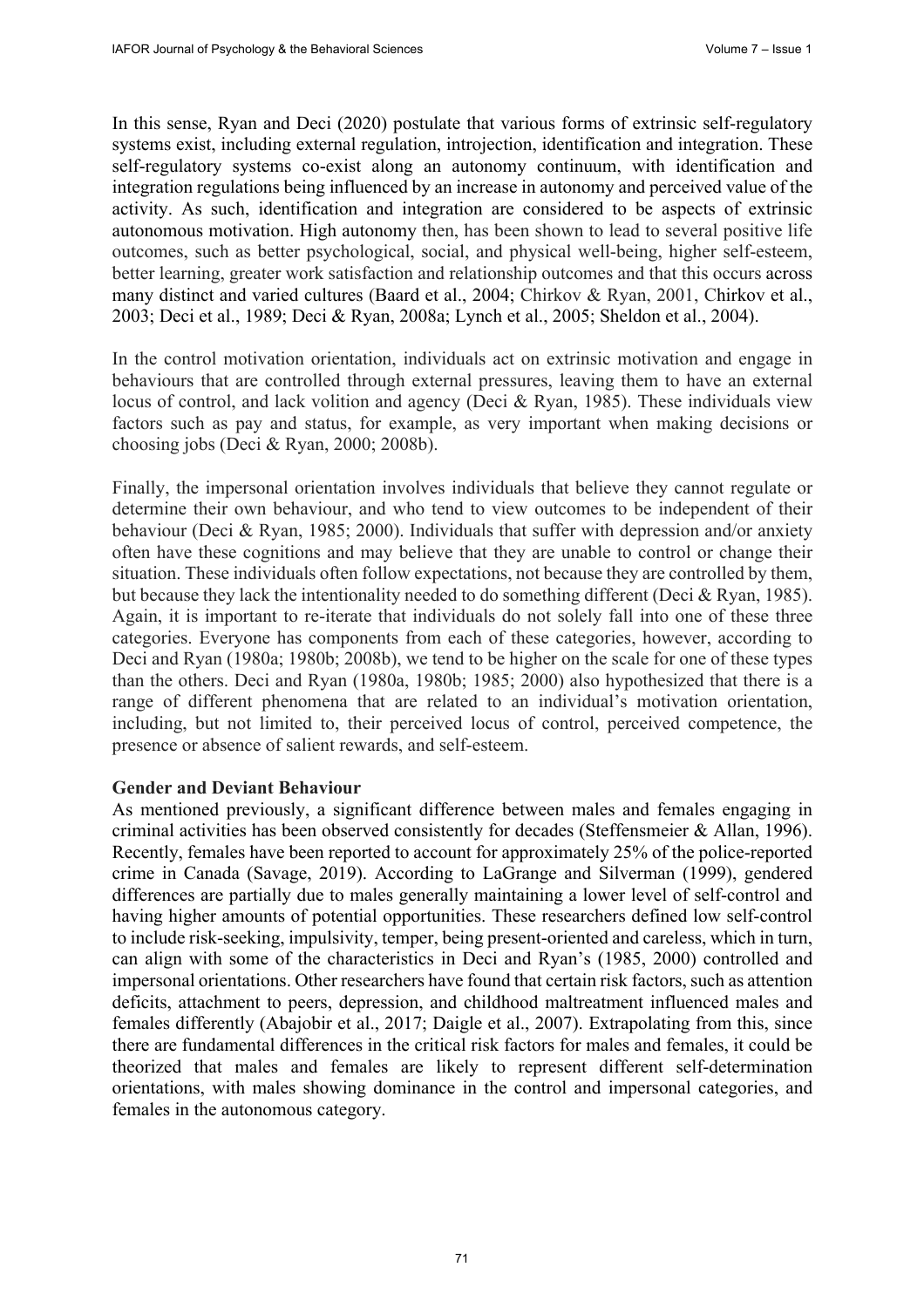In this sense, Ryan and Deci (2020) postulate that various forms of extrinsic self-regulatory systems exist, including external regulation, introjection, identification and integration. These self-regulatory systems co-exist along an autonomy continuum, with identification and integration regulations being influenced by an increase in autonomy and perceived value of the activity. As such, identification and integration are considered to be aspects of extrinsic autonomous motivation. High autonomy then, has been shown to lead to several positive life outcomes, such as better psychological, social, and physical well-being, higher self-esteem, better learning, greater work satisfaction and relationship outcomes and that this occurs across many distinct and varied cultures (Baard et al., 2004; Chirkov & Ryan, 2001, Chirkov et al., 2003; Deci et al., 1989; Deci & Ryan, 2008a; Lynch et al., 2005; Sheldon et al., 2004).

In the control motivation orientation, individuals act on extrinsic motivation and engage in behaviours that are controlled through external pressures, leaving them to have an external locus of control, and lack volition and agency (Deci & Ryan, 1985). These individuals view factors such as pay and status, for example, as very important when making decisions or choosing jobs (Deci & Ryan, 2000; 2008b).

Finally, the impersonal orientation involves individuals that believe they cannot regulate or determine their own behaviour, and who tend to view outcomes to be independent of their behaviour (Deci & Ryan, 1985; 2000). Individuals that suffer with depression and/or anxiety often have these cognitions and may believe that they are unable to control or change their situation. These individuals often follow expectations, not because they are controlled by them, but because they lack the intentionality needed to do something different (Deci & Ryan, 1985). Again, it is important to re-iterate that individuals do not solely fall into one of these three categories. Everyone has components from each of these categories, however, according to Deci and Ryan (1980a; 1980b; 2008b), we tend to be higher on the scale for one of these types than the others. Deci and Ryan (1980a, 1980b; 1985; 2000) also hypothesized that there is a range of different phenomena that are related to an individual's motivation orientation, including, but not limited to, their perceived locus of control, perceived competence, the presence or absence of salient rewards, and self-esteem.

**Gender and Deviant Behaviour**

As mentioned previously, a significant difference between males and females engaging in criminal activities has been observed consistently for decades (Steffensmeier & Allan, 1996). Recently, females have been reported to account for approximately 25% of the police-reported crime in Canada (Savage, 2019). According to LaGrange and Silverman (1999), gendered differences are partially due to males generally maintaining a lower level of self-control and having higher amounts of potential opportunities. These researchers defined low self-control to include risk-seeking, impulsivity, temper, being present-oriented and careless, which in turn, can align with some of the characteristics in Deci and Ryan's (1985, 2000) controlled and impersonal orientations. Other researchers have found that certain risk factors, such as attention deficits, attachment to peers, depression, and childhood maltreatment influenced males and females differently (Abajobir et al., 2017; Daigle et al., 2007). Extrapolating from this, since there are fundamental differences in the critical risk factors for males and females, it could be theorized that males and females are likely to represent different self-determination orientations, with males showing dominance in the control and impersonal categories, and females in the autonomous category.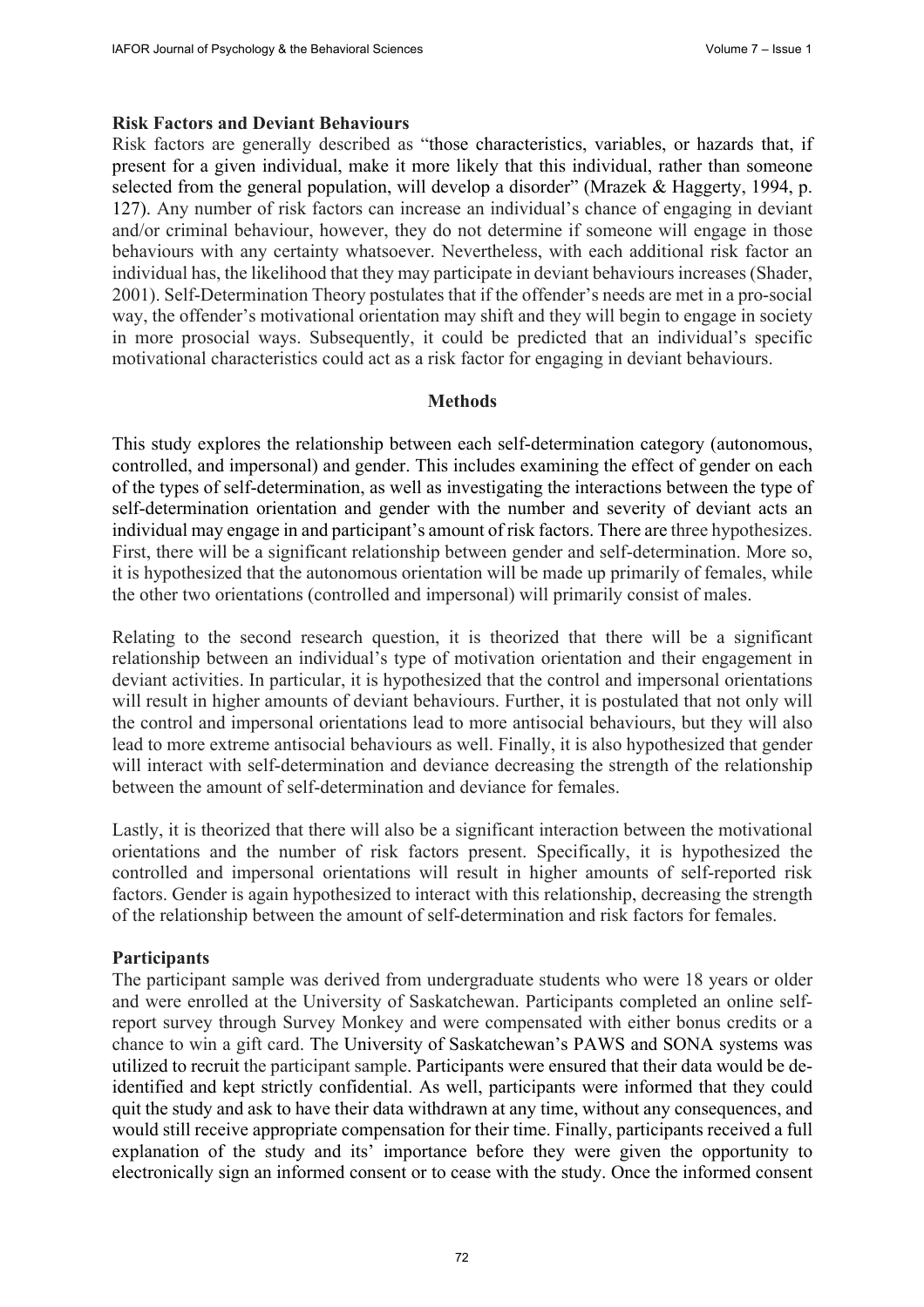**Risk Factors and Deviant Behaviours**

Risk factors are generally described as "those characteristics, variables, or hazards that, if present for a given individual, make it more likely that this individual, rather than someone selected from the general population, will develop a disorder" (Mrazek & Haggerty, 1994, p. 127). Any number of risk factors can increase an individual's chance of engaging in deviant and/or criminal behaviour, however, they do not determine if someone will engage in those behaviours with any certainty whatsoever. Nevertheless, with each additional risk factor an individual has, the likelihood that they may participate in deviant behaviours increases (Shader, 2001). Self-Determination Theory postulates that if the offender's needs are met in a pro-social way, the offender's motivational orientation may shift and they will begin to engage in society in more prosocial ways. Subsequently, it could be predicted that an individual's specific motivational characteristics could act as a risk factor for engaging in deviant behaviours.

## Methods

This study explores the relationship between each self-determination category (autonomous, controlled, and impersonal) and gender. This includes examining the effect of gender on each of the types of self-determination, as well as investigating the interactions between the type of self-determination orientation and gender with the number and severity of deviant acts an individual may engage in and participant's amount of risk factors. There are three hypothesizes. First, there will be a significant relationship between gender and self-determination. More so, it is hypothesized that the autonomous orientation will be made up primarily of females, while the other two orientations (controlled and impersonal) will primarily consist of males.

Relating to the second research question, it is theorized that there will be a significant relationship between an individual's type of motivation orientation and their engagement in deviant activities. In particular, it is hypothesized that the control and impersonal orientations will result in higher amounts of deviant behaviours. Further, it is postulated that not only will the control and impersonal orientations lead to more antisocial behaviours, but they will also lead to more extreme antisocial behaviours as well. Finally, it is also hypothesized that gender will interact with self-determination and deviance decreasing the strength of the relationship between the amount of self-determination and deviance for females.

Lastly, it is theorized that there will also be a significant interaction between the motivational orientations and the number of risk factors present. Specifically, it is hypothesized the controlled and impersonal orientations will result in higher amounts of self-reported risk factors. Gender is again hypothesized to interact with this relationship, decreasing the strength of the relationship between the amount of self-determination and risk factors for females.

**Participants**

The participant sample was derived from undergraduate students who were 18 years or older and were enrolled at the University of Saskatchewan. Participants completed an online self-report survey through Survey Monkey and were compensated with either bonus credits or a chance to win a gift card. The University of Saskatchewan's PAWS and SONA systems was utilized to recruit the participant sample. Participants were ensured that their data would be de-identified and kept strictly confidential. As well, participants were informed that they could quit the study and ask to have their data withdrawn at any time, without any consequences, and would still receive appropriate compensation for their time. Finally, participants received a full explanation of the study and its' importance before they were given the opportunity to electronically sign an informed consent or to cease with the study. Once the informed consent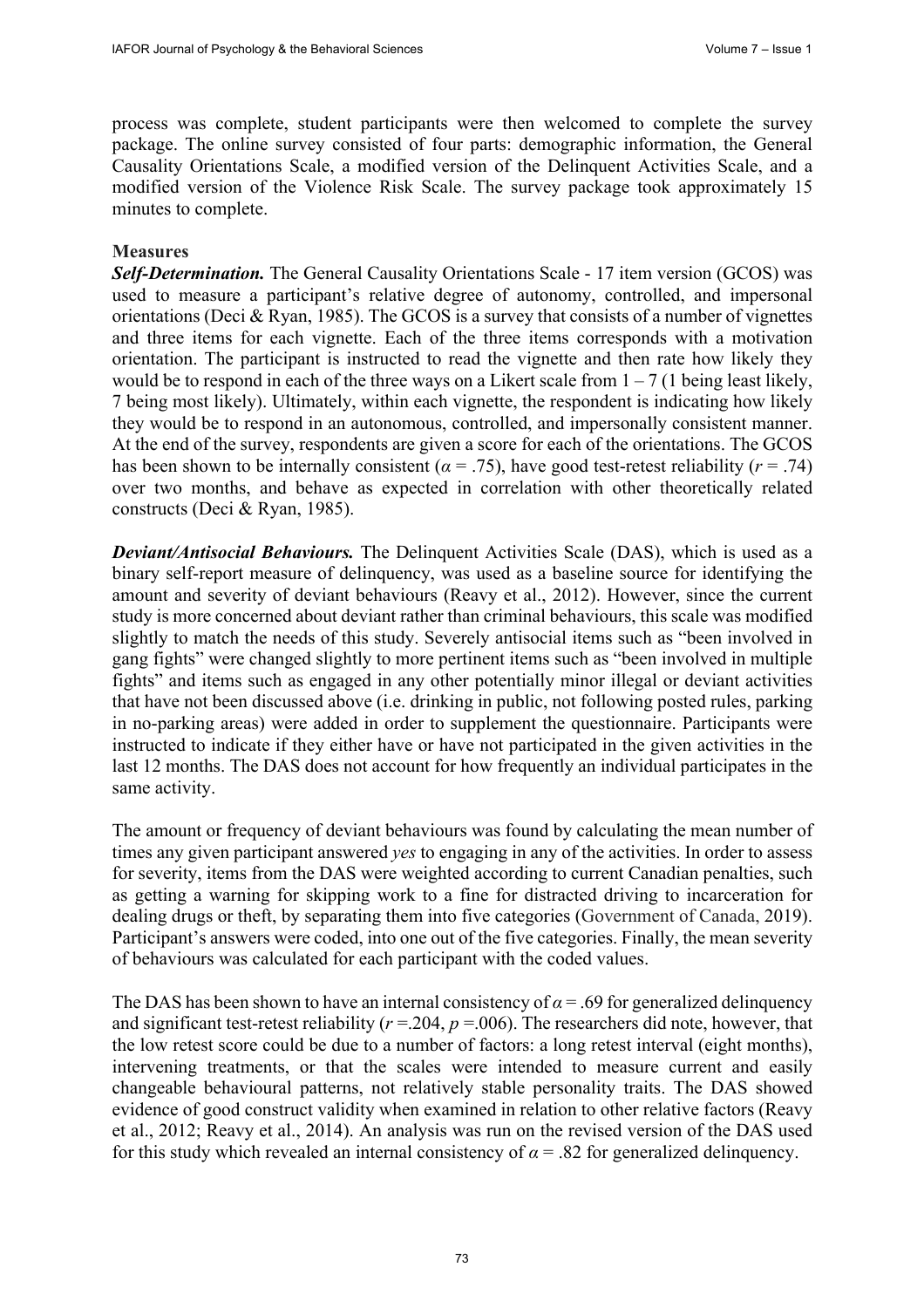process was complete, student participants were then welcomed to complete the survey package. The online survey consisted of four parts: demographic information, the General Causality Orientations Scale, a modified version of the Delinquent Activities Scale, and a modified version of the Violence Risk Scale. The survey package took approximately 15 minutes to complete.

**Measures**

***Self-Determination.*** The General Causality Orientations Scale - 17 item version (GCOS) was used to measure a participant's relative degree of autonomy, controlled, and impersonal orientations (Deci & Ryan, 1985). The GCOS is a survey that consists of a number of vignettes and three items for each vignette. Each of the three items corresponds with a motivation orientation. The participant is instructed to read the vignette and then rate how likely they would be to respond in each of the three ways on a Likert scale from 1 – 7 (1 being least likely, 7 being most likely). Ultimately, within each vignette, the respondent is indicating how likely they would be to respond in an autonomous, controlled, and impersonally consistent manner. At the end of the survey, respondents are given a score for each of the orientations. The GCOS has been shown to be internally consistent ($\alpha = .75$), have good test-retest reliability ($r = .74$) over two months, and behave as expected in correlation with other theoretically related constructs (Deci & Ryan, 1985).

***Deviant/Antisocial Behaviours.*** The Delinquent Activities Scale (DAS), which is used as a binary self-report measure of delinquency, was used as a baseline source for identifying the amount and severity of deviant behaviours (Reavy et al., 2012). However, since the current study is more concerned about deviant rather than criminal behaviours, this scale was modified slightly to match the needs of this study. Severely antisocial items such as "been involved in gang fights" were changed slightly to more pertinent items such as "been involved in multiple fights" and items such as engaged in any other potentially minor illegal or deviant activities that have not been discussed above (i.e. drinking in public, not following posted rules, parking in no-parking areas) were added in order to supplement the questionnaire. Participants were instructed to indicate if they either have or have not participated in the given activities in the last 12 months. The DAS does not account for how frequently an individual participates in the same activity.

The amount or frequency of deviant behaviours was found by calculating the mean number of times any given participant answered *yes* to engaging in any of the activities. In order to assess for severity, items from the DAS were weighted according to current Canadian penalties, such as getting a warning for skipping work to a fine for distracted driving to incarceration for dealing drugs or theft, by separating them into five categories (Government of Canada, 2019). Participant's answers were coded, into one out of the five categories. Finally, the mean severity of behaviours was calculated for each participant with the coded values.

The DAS has been shown to have an internal consistency of $\alpha = .69$ for generalized delinquency and significant test-retest reliability ($r = .204$, $p = .006$). The researchers did note, however, that the low retest score could be due to a number of factors: a long retest interval (eight months), intervening treatments, or that the scales were intended to measure current and easily changeable behavioural patterns, not relatively stable personality traits. The DAS showed evidence of good construct validity when examined in relation to other relative factors (Reavy et al., 2012; Reavy et al., 2014). An analysis was run on the revised version of the DAS used for this study which revealed an internal consistency of $\alpha = .82$ for generalized delinquency.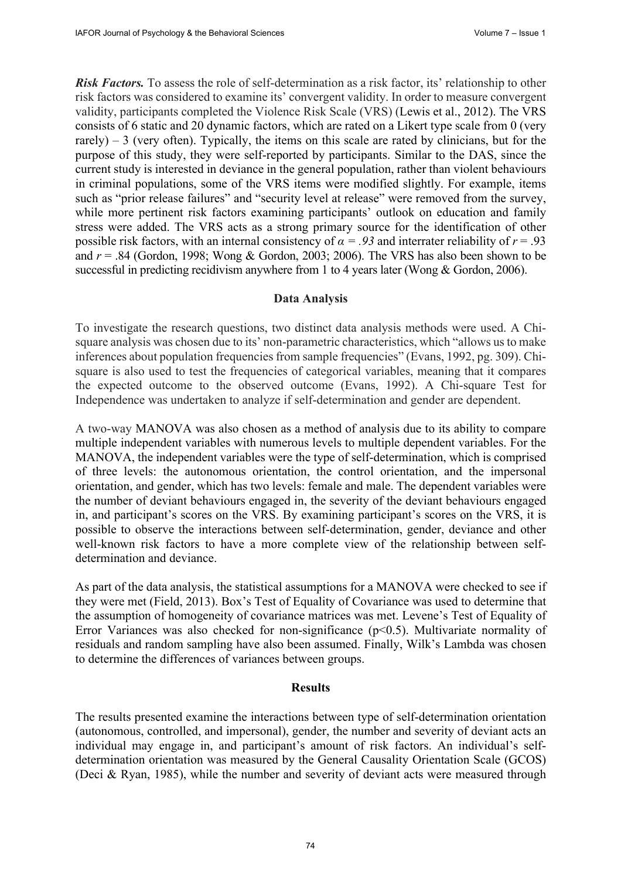***Risk Factors.*** To assess the role of self-determination as a risk factor, its' relationship to other risk factors was considered to examine its' convergent validity. In order to measure convergent validity, participants completed the Violence Risk Scale (VRS) (Lewis et al., 2012). The VRS consists of 6 static and 20 dynamic factors, which are rated on a Likert type scale from 0 (very rarely) – 3 (very often). Typically, the items on this scale are rated by clinicians, but for the purpose of this study, they were self-reported by participants. Similar to the DAS, since the current study is interested in deviance in the general population, rather than violent behaviours in criminal populations, some of the VRS items were modified slightly. For example, items such as "prior release failures" and "security level at release" were removed from the survey, while more pertinent risk factors examining participants' outlook on education and family stress were added. The VRS acts as a strong primary source for the identification of other possible risk factors, with an internal consistency of $\alpha = .93$ and interrater reliability of $r = .93$ and $r = .84$ (Gordon, 1998; Wong & Gordon, 2003; 2006). The VRS has also been shown to be successful in predicting recidivism anywhere from 1 to 4 years later (Wong & Gordon, 2006).

## Data Analysis

To investigate the research questions, two distinct data analysis methods were used. A Chi-square analysis was chosen due to its' non-parametric characteristics, which "allows us to make inferences about population frequencies from sample frequencies" (Evans, 1992, pg. 309). Chi-square is also used to test the frequencies of categorical variables, meaning that it compares the expected outcome to the observed outcome (Evans, 1992). A Chi-square Test for Independence was undertaken to analyze if self-determination and gender are dependent.

A two-way MANOVA was also chosen as a method of analysis due to its ability to compare multiple independent variables with numerous levels to multiple dependent variables. For the MANOVA, the independent variables were the type of self-determination, which is comprised of three levels: the autonomous orientation, the control orientation, and the impersonal orientation, and gender, which has two levels: female and male. The dependent variables were the number of deviant behaviours engaged in, the severity of the deviant behaviours engaged in, and participant's scores on the VRS. By examining participant's scores on the VRS, it is possible to observe the interactions between self-determination, gender, deviance and other well-known risk factors to have a more complete view of the relationship between self-determination and deviance.

As part of the data analysis, the statistical assumptions for a MANOVA were checked to see if they were met (Field, 2013). Box's Test of Equality of Covariance was used to determine that the assumption of homogeneity of covariance matrices was met. Levene's Test of Equality of Error Variances was also checked for non-significance ($p<0.5$). Multivariate normality of residuals and random sampling have also been assumed. Finally, Wilk's Lambda was chosen to determine the differences of variances between groups.

## Results

The results presented examine the interactions between type of self-determination orientation (autonomous, controlled, and impersonal), gender, the number and severity of deviant acts an individual may engage in, and participant's amount of risk factors. An individual's self-determination orientation was measured by the General Causality Orientation Scale (GCOS) (Deci & Ryan, 1985), while the number and severity of deviant acts were measured through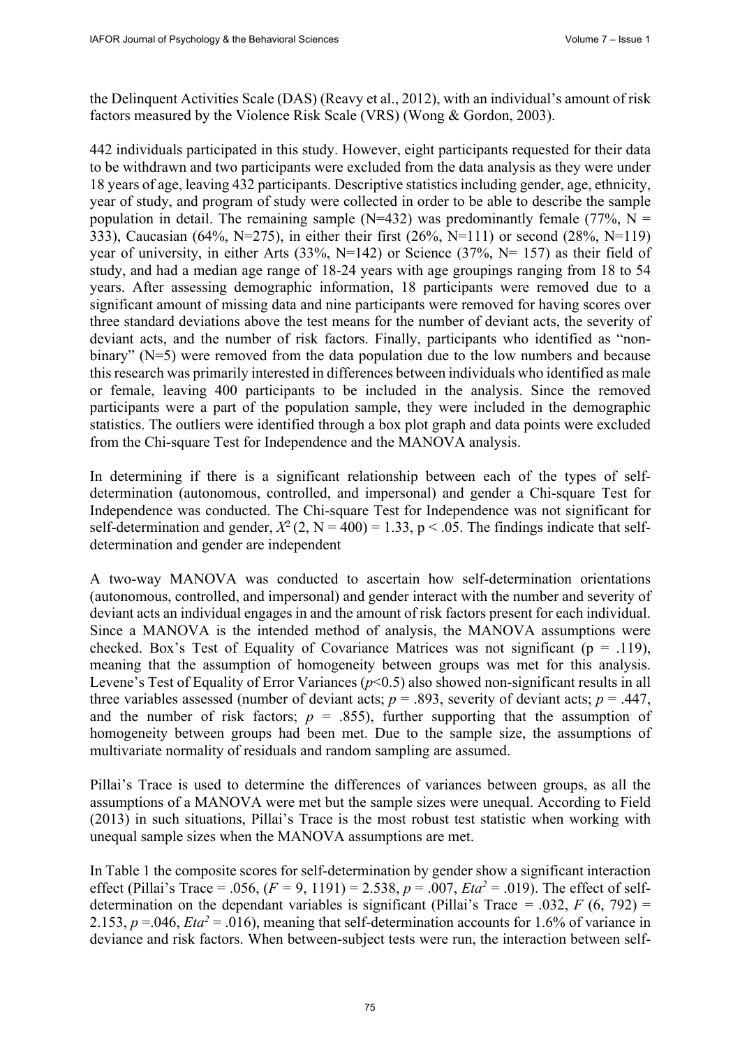the Delinquent Activities Scale (DAS) (Reavy et al., 2012), with an individual's amount of risk factors measured by the Violence Risk Scale (VRS) (Wong & Gordon, 2003).

442 individuals participated in this study. However, eight participants requested for their data to be withdrawn and two participants were excluded from the data analysis as they were under 18 years of age, leaving 432 participants. Descriptive statistics including gender, age, ethnicity, year of study, and program of study were collected in order to be able to describe the sample population in detail. The remaining sample (N=432) was predominantly female (77%, N = 333), Caucasian (64%, N=275), in either their first (26%, N=111) or second (28%, N=119) year of university, in either Arts (33%, N=142) or Science (37%, N= 157) as their field of study, and had a median age range of 18-24 years with age groupings ranging from 18 to 54 years. After assessing demographic information, 18 participants were removed due to a significant amount of missing data and nine participants were removed for having scores over three standard deviations above the test means for the number of deviant acts, the severity of deviant acts, and the number of risk factors. Finally, participants who identified as "non-binary" (N=5) were removed from the data population due to the low numbers and because this research was primarily interested in differences between individuals who identified as male or female, leaving 400 participants to be included in the analysis. Since the removed participants were a part of the population sample, they were included in the demographic statistics. The outliers were identified through a box plot graph and data points were excluded from the Chi-square Test for Independence and the MANOVA analysis.

In determining if there is a significant relationship between each of the types of self-determination (autonomous, controlled, and impersonal) and gender a Chi-square Test for Independence was conducted. The Chi-square Test for Independence was not significant for self-determination and gender, $X^2$ (2, N = 400) = 1.33, p < .05. The findings indicate that self-determination and gender are independent

A two-way MANOVA was conducted to ascertain how self-determination orientations (autonomous, controlled, and impersonal) and gender interact with the number and severity of deviant acts an individual engages in and the amount of risk factors present for each individual. Since a MANOVA is the intended method of analysis, the MANOVA assumptions were checked. Box's Test of Equality of Covariance Matrices was not significant (p = .119), meaning that the assumption of homogeneity between groups was met for this analysis. Levene's Test of Equality of Error Variances (*p*<0.5) also showed non-significant results in all three variables assessed (number of deviant acts; *p* = .893, severity of deviant acts; *p* = .447, and the number of risk factors; *p* = .855), further supporting that the assumption of homogeneity between groups had been met. Due to the sample size, the assumptions of multivariate normality of residuals and random sampling are assumed.

Pillai's Trace is used to determine the differences of variances between groups, as all the assumptions of a MANOVA were met but the sample sizes were unequal. According to Field (2013) in such situations, Pillai's Trace is the most robust test statistic when working with unequal sample sizes when the MANOVA assumptions are met.

In Table 1 the composite scores for self-determination by gender show a significant interaction effect (Pillai's Trace = .056, (*F* = 9, 1191) = 2.538, *p* = .007, $Eta^2$ = .019). The effect of self-determination on the dependant variables is significant (Pillai's Trace = .032, *F* (6, 792) = 2.153, *p* =.046, $Eta^2$ = .016), meaning that self-determination accounts for 1.6% of variance in deviance and risk factors. When between-subject tests were run, the interaction between self-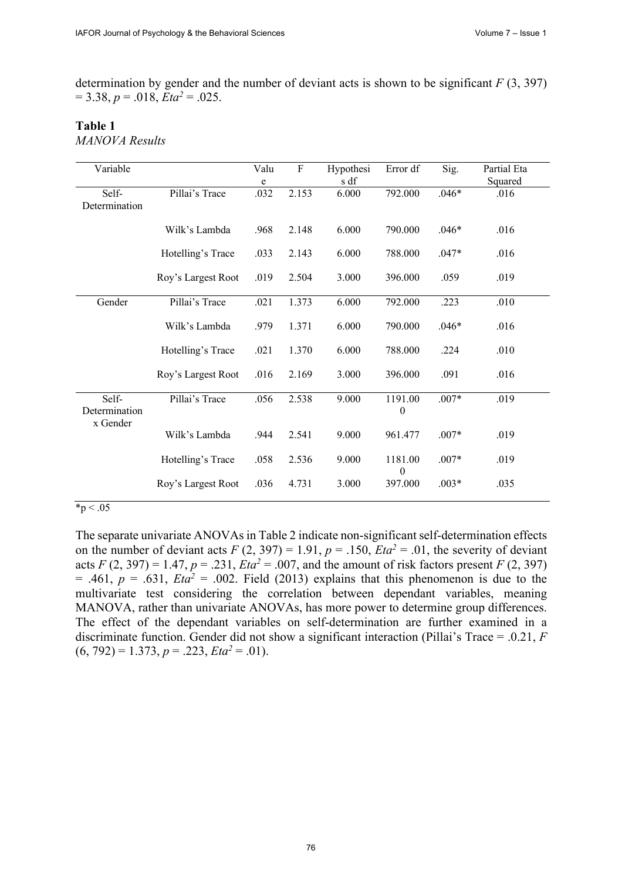determination by gender and the number of deviant acts is shown to be significant $F$ (3, 397) = 3.38, $p$ = .018, $Eta^2$ = .025.

**Table 1**

*MANOVA Results*

| Variable | | Value | F | Hypothesis df | Error df | Sig. | Partial Eta Squared |
|---|---|---|---|---|---|---|---|
| Self-Determination | Pillai's Trace | .032 | 2.153 | 6.000 | 792.000 | .046* | .016 |
| | Wilk's Lambda | .968 | 2.148 | 6.000 | 790.000 | .046* | .016 |
| | Hotelling's Trace | .033 | 2.143 | 6.000 | 788.000 | .047* | .016 |
| | Roy's Largest Root | .019 | 2.504 | 3.000 | 396.000 | .059 | .019 |
| Gender | Pillai's Trace | .021 | 1.373 | 6.000 | 792.000 | .223 | .010 |
| | Wilk's Lambda | .979 | 1.371 | 6.000 | 790.000 | .046* | .016 |
| | Hotelling's Trace | .021 | 1.370 | 6.000 | 788.000 | .224 | .010 |
| | Roy's Largest Root | .016 | 2.169 | 3.000 | 396.000 | .091 | .016 |
| Self-Determination x Gender | Pillai's Trace | .056 | 2.538 | 9.000 | 1191.000 | .007* | .019 |
| | Wilk's Lambda | .944 | 2.541 | 9.000 | 961.477 | .007* | .019 |
| | Hotelling's Trace | .058 | 2.536 | 9.000 | 1181.000 | .007* | .019 |
| | Roy's Largest Root | .036 | 4.731 | 3.000 | 397.000 | .003* | .035 |

*p < .05

The separate univariate ANOVAs in Table 2 indicate non-significant self-determination effects on the number of deviant acts $F$ (2, 397) = 1.91, $p$ = .150, $Eta^2$ = .01, the severity of deviant acts $F$ (2, 397) = 1.47, $p$ = .231, $Eta^2$ = .007, and the amount of risk factors present $F$ (2, 397) = .461, $p$ = .631, $Eta^2$ = .002. Field (2013) explains that this phenomenon is due to the multivariate test considering the correlation between dependant variables, meaning MANOVA, rather than univariate ANOVAs, has more power to determine group differences. The effect of the dependant variables on self-determination are further examined in a discriminate function. Gender did not show a significant interaction (Pillai's Trace = .0.21, $F$ (6, 792) = 1.373, $p$ = .223, $Eta^2$ = .01).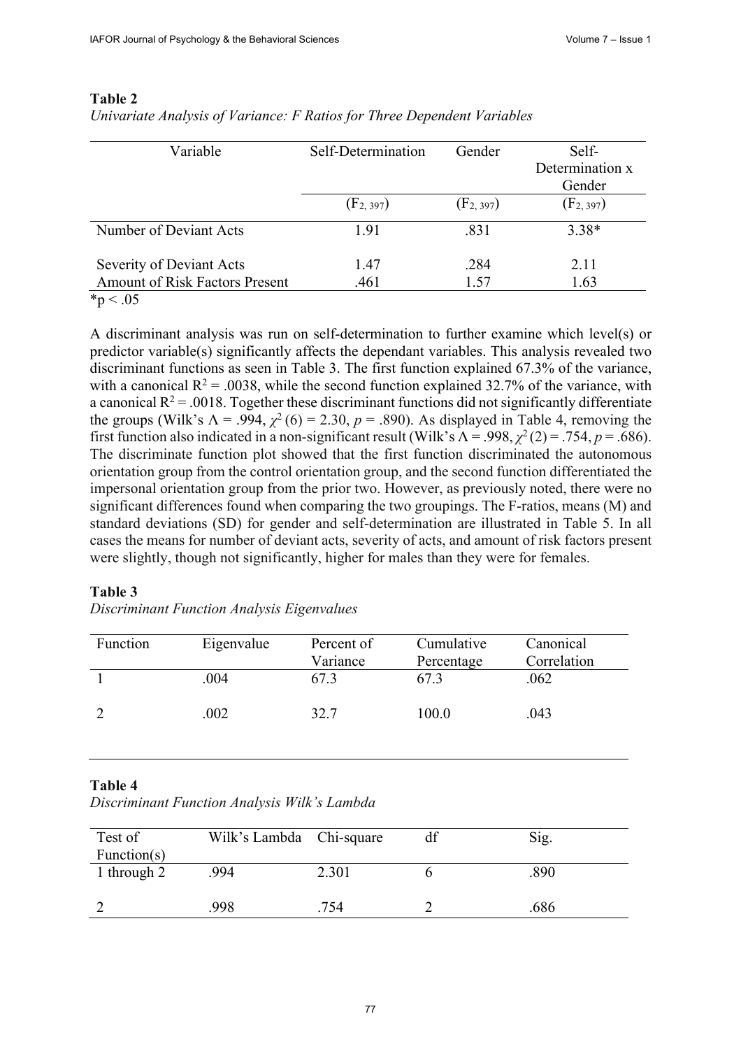**Table 2**
*Univariate Analysis of Variance: F Ratios for Three Dependent Variables*

| Variable | Self-Determination | Gender | Self-Determination x Gender |
|---|---|---|---|
| | ($F_{2, 397}$) | ($F_{2, 397}$) | ($F_{2, 397}$) |
| Number of Deviant Acts | 1.91 | .831 | 3.38* |
| Severity of Deviant Acts | 1.47 | .284 | 2.11 |
| Amount of Risk Factors Present | .461 | 1.57 | 1.63 |

*p < .05

A discriminant analysis was run on self-determination to further examine which level(s) or predictor variable(s) significantly affects the dependant variables. This analysis revealed two discriminant functions as seen in Table 3. The first function explained 67.3% of the variance, with a canonical $R^2 = .0038$, while the second function explained 32.7% of the variance, with a canonical $R^2 = .0018$. Together these discriminant functions did not significantly differentiate the groups (Wilk's $\Lambda = .994$, $\chi^2(6) = 2.30$, $p = .890$). As displayed in Table 4, removing the first function also indicated in a non-significant result (Wilk's $\Lambda = .998$, $\chi^2(2) = .754$, $p = .686$). The discriminate function plot showed that the first function discriminated the autonomous orientation group from the control orientation group, and the second function differentiated the impersonal orientation group from the prior two. However, as previously noted, there were no significant differences found when comparing the two groupings. The F-ratios, means (M) and standard deviations (SD) for gender and self-determination are illustrated in Table 5. In all cases the means for number of deviant acts, severity of acts, and amount of risk factors present were slightly, though not significantly, higher for males than they were for females.

**Table 3**
*Discriminant Function Analysis Eigenvalues*

| Function | Eigenvalue | Percent of Variance | Cumulative Percentage | Canonical Correlation |
|---|---|---|---|---|
| 1 | .004 | 67.3 | 67.3 | .062 |
| 2 | .002 | 32.7 | 100.0 | .043 |

**Table 4**
*Discriminant Function Analysis Wilk's Lambda*

| Test of Function(s) | Wilk's Lambda | Chi-square | df | Sig. |
|---|---|---|---|---|
| 1 through 2 | .994 | 2.301 | 6 | .890 |
| 2 | .998 | .754 | 2 | .686 |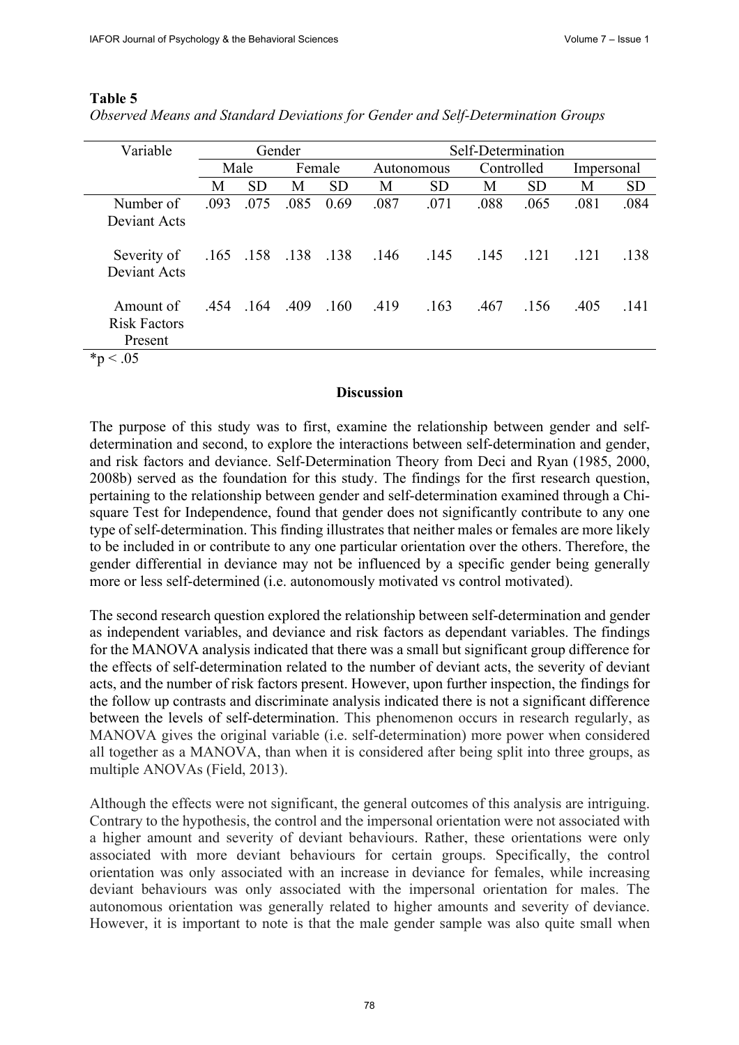**Table 5**

*Observed Means and Standard Deviations for Gender and Self-Determination Groups*

| Variable | Gender | | | | Self-Determination | | | | | |
|---|---|---|---|---|---|---|---|---|---|---|
| | Male | | Female | | Autonomous | | Controlled | | Impersonal | |
| | M | SD | M | SD | M | SD | M | SD | M | SD |
| Number of Deviant Acts | .093 | .075 | .085 | 0.69 | .087 | .071 | .088 | .065 | .081 | .084 |
| Severity of Deviant Acts | .165 | .158 | .138 | .138 | .146 | .145 | .145 | .121 | .121 | .138 |
| Amount of Risk Factors Present | .454 | .164 | .409 | .160 | .419 | .163 | .467 | .156 | .405 | .141 |

*p < .05

## Discussion

The purpose of this study was to first, examine the relationship between gender and self-determination and second, to explore the interactions between self-determination and gender, and risk factors and deviance. Self-Determination Theory from Deci and Ryan (1985, 2000, 2008b) served as the foundation for this study. The findings for the first research question, pertaining to the relationship between gender and self-determination examined through a Chi-square Test for Independence, found that gender does not significantly contribute to any one type of self-determination. This finding illustrates that neither males or females are more likely to be included in or contribute to any one particular orientation over the others. Therefore, the gender differential in deviance may not be influenced by a specific gender being generally more or less self-determined (i.e. autonomously motivated vs control motivated).

The second research question explored the relationship between self-determination and gender as independent variables, and deviance and risk factors as dependant variables. The findings for the MANOVA analysis indicated that there was a small but significant group difference for the effects of self-determination related to the number of deviant acts, the severity of deviant acts, and the number of risk factors present. However, upon further inspection, the findings for the follow up contrasts and discriminate analysis indicated there is not a significant difference between the levels of self-determination. This phenomenon occurs in research regularly, as MANOVA gives the original variable (i.e. self-determination) more power when considered all together as a MANOVA, than when it is considered after being split into three groups, as multiple ANOVAs (Field, 2013).

Although the effects were not significant, the general outcomes of this analysis are intriguing. Contrary to the hypothesis, the control and the impersonal orientation were not associated with a higher amount and severity of deviant behaviours. Rather, these orientations were only associated with more deviant behaviours for certain groups. Specifically, the control orientation was only associated with an increase in deviance for females, while increasing deviant behaviours was only associated with the impersonal orientation for males. The autonomous orientation was generally related to higher amounts and severity of deviance. However, it is important to note is that the male gender sample was also quite small when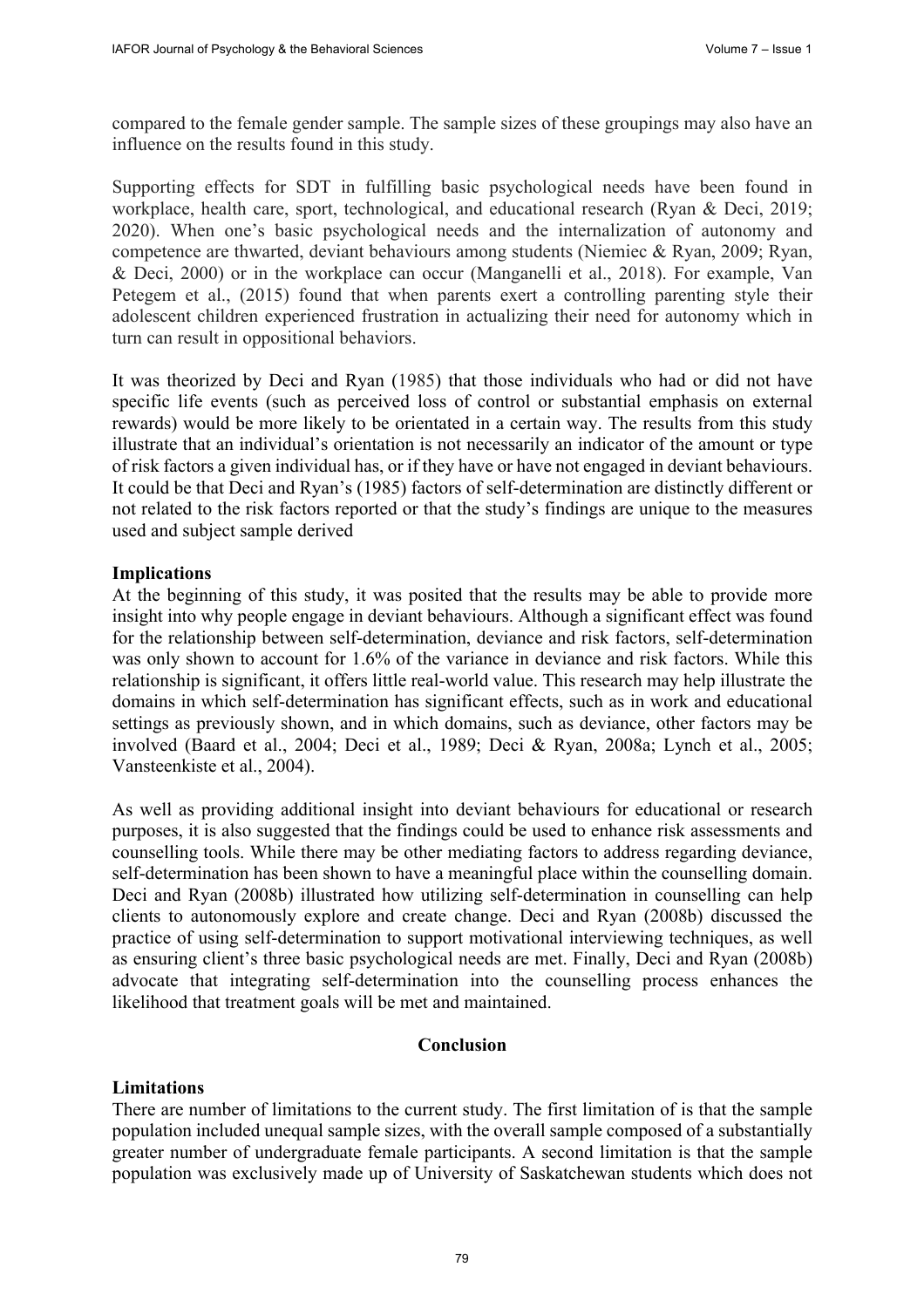compared to the female gender sample. The sample sizes of these groupings may also have an influence on the results found in this study.

Supporting effects for SDT in fulfilling basic psychological needs have been found in workplace, health care, sport, technological, and educational research (Ryan & Deci, 2019; 2020). When one's basic psychological needs and the internalization of autonomy and competence are thwarted, deviant behaviours among students (Niemiec & Ryan, 2009; Ryan, & Deci, 2000) or in the workplace can occur (Manganelli et al., 2018). For example, Van Petegem et al., (2015) found that when parents exert a controlling parenting style their adolescent children experienced frustration in actualizing their need for autonomy which in turn can result in oppositional behaviors.

It was theorized by Deci and Ryan (1985) that those individuals who had or did not have specific life events (such as perceived loss of control or substantial emphasis on external rewards) would be more likely to be orientated in a certain way. The results from this study illustrate that an individual's orientation is not necessarily an indicator of the amount or type of risk factors a given individual has, or if they have or have not engaged in deviant behaviours. It could be that Deci and Ryan's (1985) factors of self-determination are distinctly different or not related to the risk factors reported or that the study's findings are unique to the measures used and subject sample derived

### Implications

At the beginning of this study, it was posited that the results may be able to provide more insight into why people engage in deviant behaviours. Although a significant effect was found for the relationship between self-determination, deviance and risk factors, self-determination was only shown to account for 1.6% of the variance in deviance and risk factors. While this relationship is significant, it offers little real-world value. This research may help illustrate the domains in which self-determination has significant effects, such as in work and educational settings as previously shown, and in which domains, such as deviance, other factors may be involved (Baard et al., 2004; Deci et al., 1989; Deci & Ryan, 2008a; Lynch et al., 2005; Vansteenkiste et al., 2004).

As well as providing additional insight into deviant behaviours for educational or research purposes, it is also suggested that the findings could be used to enhance risk assessments and counselling tools. While there may be other mediating factors to address regarding deviance, self-determination has been shown to have a meaningful place within the counselling domain. Deci and Ryan (2008b) illustrated how utilizing self-determination in counselling can help clients to autonomously explore and create change. Deci and Ryan (2008b) discussed the practice of using self-determination to support motivational interviewing techniques, as well as ensuring client's three basic psychological needs are met. Finally, Deci and Ryan (2008b) advocate that integrating self-determination into the counselling process enhances the likelihood that treatment goals will be met and maintained.

## Conclusion

### Limitations

There are number of limitations to the current study. The first limitation of is that the sample population included unequal sample sizes, with the overall sample composed of a substantially greater number of undergraduate female participants. A second limitation is that the sample population was exclusively made up of University of Saskatchewan students which does not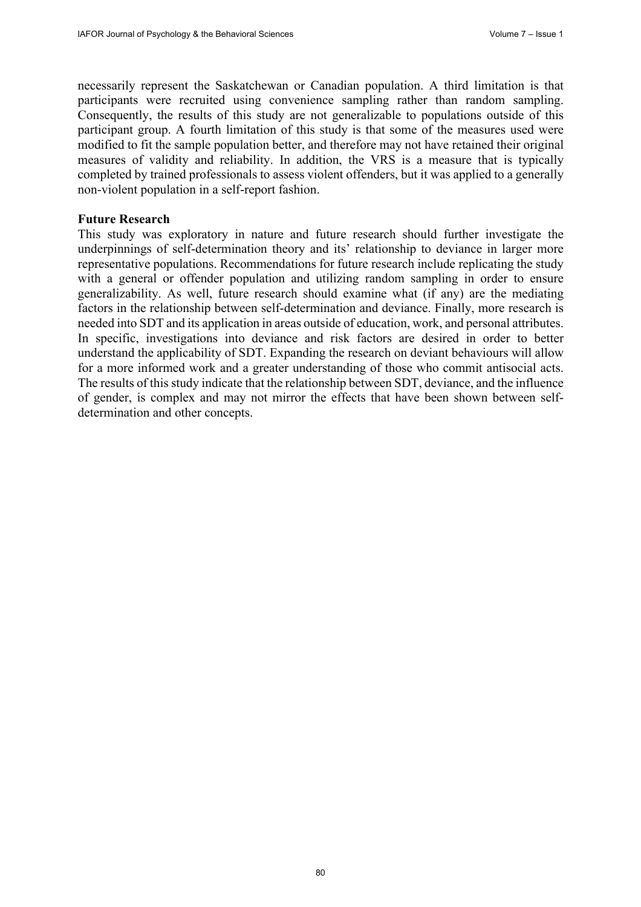necessarily represent the Saskatchewan or Canadian population. A third limitation is that participants were recruited using convenience sampling rather than random sampling. Consequently, the results of this study are not generalizable to populations outside of this participant group. A fourth limitation of this study is that some of the measures used were modified to fit the sample population better, and therefore may not have retained their original measures of validity and reliability. In addition, the VRS is a measure that is typically completed by trained professionals to assess violent offenders, but it was applied to a generally non-violent population in a self-report fashion.

**Future Research**

This study was exploratory in nature and future research should further investigate the underpinnings of self-determination theory and its' relationship to deviance in larger more representative populations. Recommendations for future research include replicating the study with a general or offender population and utilizing random sampling in order to ensure generalizability. As well, future research should examine what (if any) are the mediating factors in the relationship between self-determination and deviance. Finally, more research is needed into SDT and its application in areas outside of education, work, and personal attributes. In specific, investigations into deviance and risk factors are desired in order to better understand the applicability of SDT. Expanding the research on deviant behaviours will allow for a more informed work and a greater understanding of those who commit antisocial acts. The results of this study indicate that the relationship between SDT, deviance, and the influence of gender, is complex and may not mirror the effects that have been shown between self-determination and other concepts.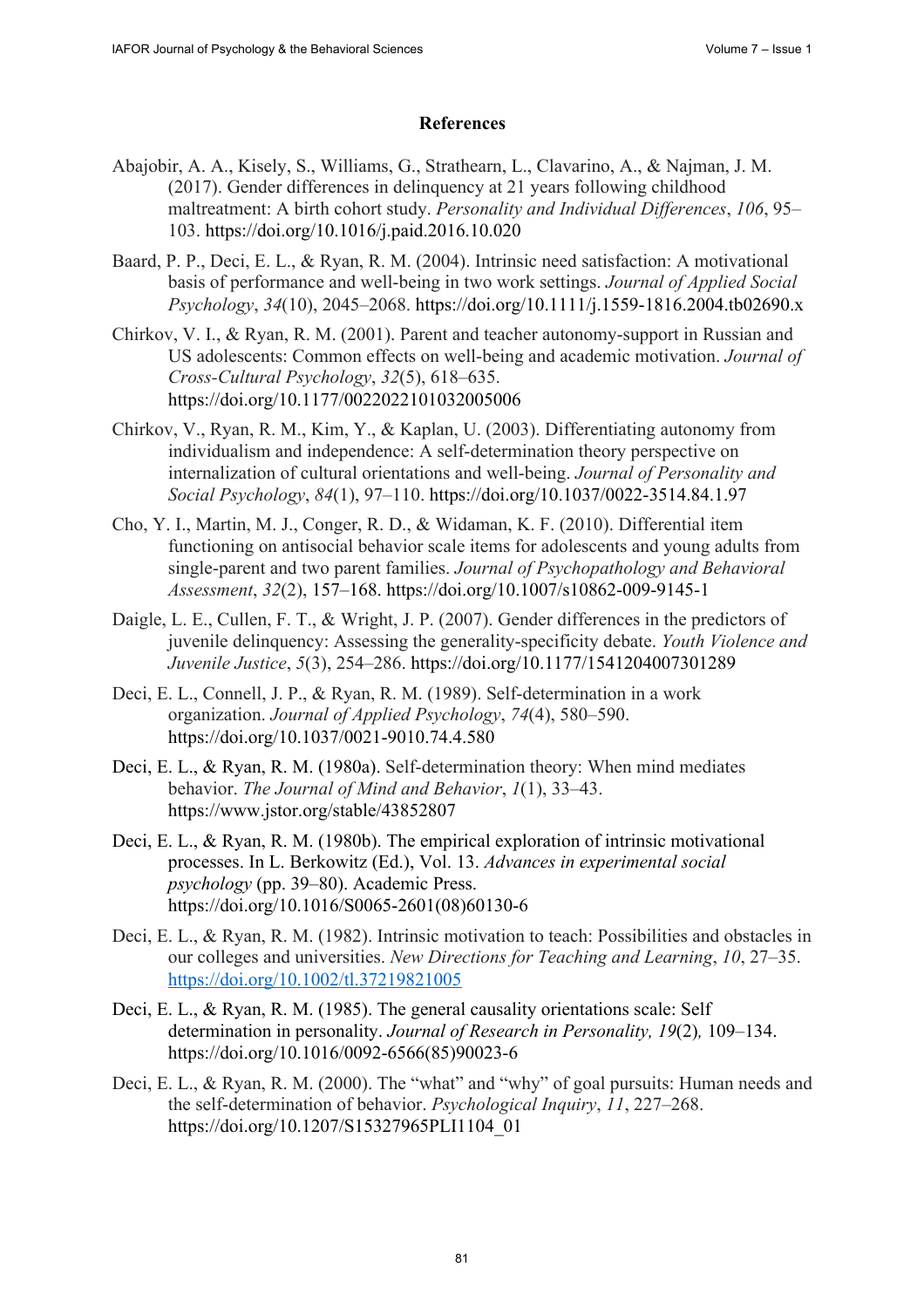## References

Abajobir, A. A., Kisely, S., Williams, G., Strathearn, L., Clavarino, A., & Najman, J. M. (2017). Gender differences in delinquency at 21 years following childhood maltreatment: A birth cohort study. *Personality and Individual Differences*, *106*, 95–103. https://doi.org/10.1016/j.paid.2016.10.020

Baard, P. P., Deci, E. L., & Ryan, R. M. (2004). Intrinsic need satisfaction: A motivational basis of performance and well-being in two work settings. *Journal of Applied Social Psychology*, *34*(10), 2045–2068. https://doi.org/10.1111/j.1559-1816.2004.tb02690.x

Chirkov, V. I., & Ryan, R. M. (2001). Parent and teacher autonomy-support in Russian and US adolescents: Common effects on well-being and academic motivation. *Journal of Cross-Cultural Psychology*, *32*(5), 618–635. https://doi.org/10.1177/0022022101032005006

Chirkov, V., Ryan, R. M., Kim, Y., & Kaplan, U. (2003). Differentiating autonomy from individualism and independence: A self-determination theory perspective on internalization of cultural orientations and well-being. *Journal of Personality and Social Psychology*, *84*(1), 97–110. https://doi.org/10.1037/0022-3514.84.1.97

Cho, Y. I., Martin, M. J., Conger, R. D., & Widaman, K. F. (2010). Differential item functioning on antisocial behavior scale items for adolescents and young adults from single-parent and two parent families. *Journal of Psychopathology and Behavioral Assessment*, *32*(2), 157–168. https://doi.org/10.1007/s10862-009-9145-1

Daigle, L. E., Cullen, F. T., & Wright, J. P. (2007). Gender differences in the predictors of juvenile delinquency: Assessing the generality-specificity debate. *Youth Violence and Juvenile Justice*, *5*(3), 254–286. https://doi.org/10.1177/1541204007301289

Deci, E. L., Connell, J. P., & Ryan, R. M. (1989). Self-determination in a work organization. *Journal of Applied Psychology*, *74*(4), 580–590. https://doi.org/10.1037/0021-9010.74.4.580

Deci, E. L., & Ryan, R. M. (1980a). Self-determination theory: When mind mediates behavior. *The Journal of Mind and Behavior*, *1*(1), 33–43. https://www.jstor.org/stable/43852807

Deci, E. L., & Ryan, R. M. (1980b). The empirical exploration of intrinsic motivational processes. In L. Berkowitz (Ed.), Vol. 13. *Advances in experimental social psychology* (pp. 39–80). Academic Press. https://doi.org/10.1016/S0065-2601(08)60130-6

Deci, E. L., & Ryan, R. M. (1982). Intrinsic motivation to teach: Possibilities and obstacles in our colleges and universities. *New Directions for Teaching and Learning*, *10*, 27–35. https://doi.org/10.1002/tl.37219821005

Deci, E. L., & Ryan, R. M. (1985). The general causality orientations scale: Self determination in personality. *Journal of Research in Personality, 19*(2)*,* 109–134. https://doi.org/10.1016/0092-6566(85)90023-6

Deci, E. L., & Ryan, R. M. (2000). The "what" and "why" of goal pursuits: Human needs and the self-determination of behavior. *Psychological Inquiry*, *11*, 227–268. https://doi.org/10.1207/S15327965PLI1104_01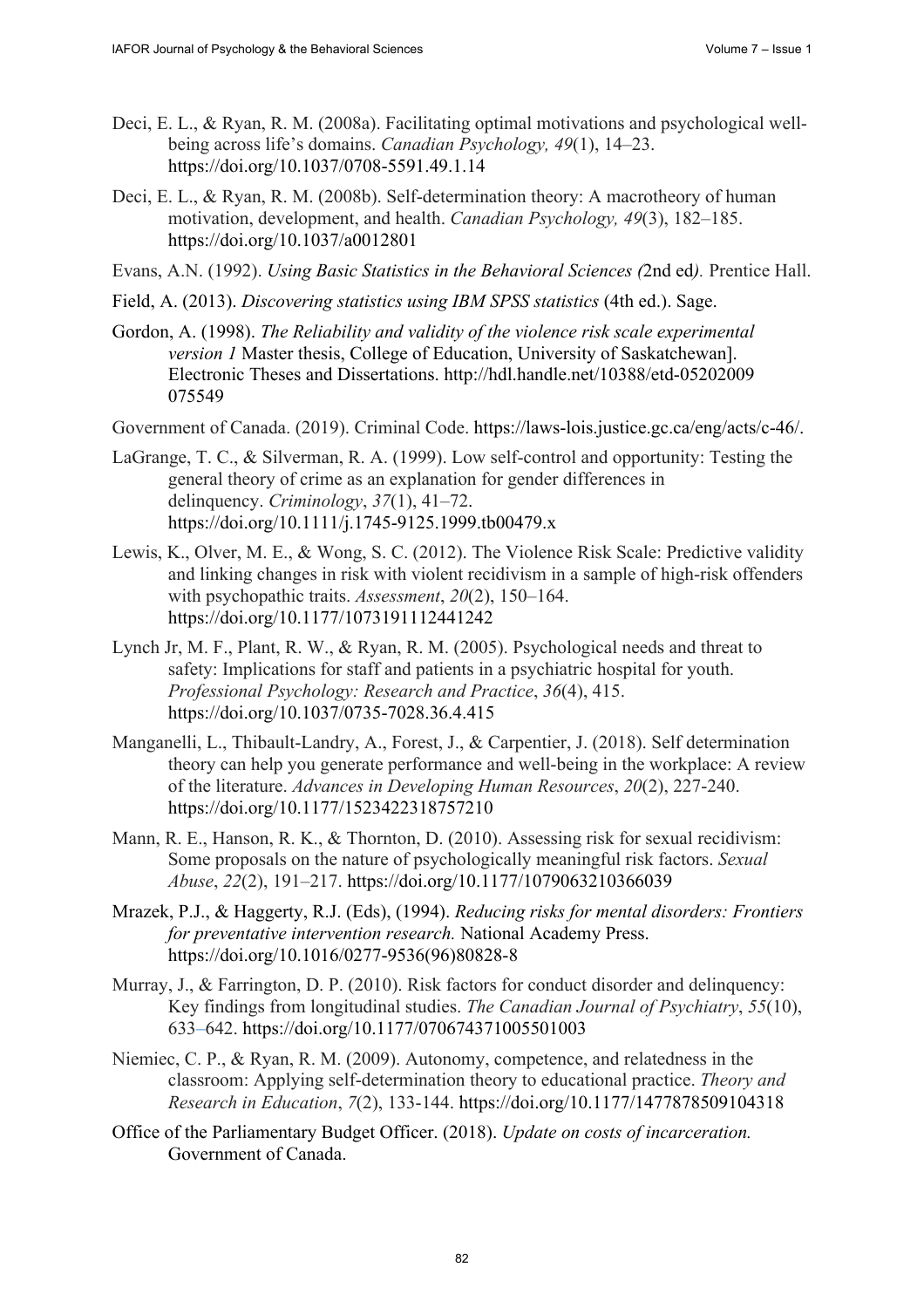Deci, E. L., & Ryan, R. M. (2008a). Facilitating optimal motivations and psychological well-being across life's domains. *Canadian Psychology, 49*(1), 14–23. https://doi.org/10.1037/0708-5591.49.1.14

Deci, E. L., & Ryan, R. M. (2008b). Self-determination theory: A macrotheory of human motivation, development, and health. *Canadian Psychology, 49*(3), 182–185. https://doi.org/10.1037/a0012801

Evans, A.N. (1992). *Using Basic Statistics in the Behavioral Sciences (*2nd ed*).* Prentice Hall.

Field, A. (2013). *Discovering statistics using IBM SPSS statistics* (4th ed.). Sage.

Gordon, A. (1998). *The Reliability and validity of the violence risk scale experimental version 1* Master thesis, College of Education, University of Saskatchewan]. Electronic Theses and Dissertations. http://hdl.handle.net/10388/etd-05202009 075549

Government of Canada. (2019). Criminal Code. https://laws-lois.justice.gc.ca/eng/acts/c-46/.

LaGrange, T. C., & Silverman, R. A. (1999). Low self-control and opportunity: Testing the general theory of crime as an explanation for gender differences in delinquency. *Criminology*, *37*(1), 41–72. https://doi.org/10.1111/j.1745-9125.1999.tb00479.x

Lewis, K., Olver, M. E., & Wong, S. C. (2012). The Violence Risk Scale: Predictive validity and linking changes in risk with violent recidivism in a sample of high-risk offenders with psychopathic traits. *Assessment*, *20*(2), 150–164. https://doi.org/10.1177/1073191112441242

Lynch Jr, M. F., Plant, R. W., & Ryan, R. M. (2005). Psychological needs and threat to safety: Implications for staff and patients in a psychiatric hospital for youth. *Professional Psychology: Research and Practice*, *36*(4), 415. https://doi.org/10.1037/0735-7028.36.4.415

Manganelli, L., Thibault-Landry, A., Forest, J., & Carpentier, J. (2018). Self determination theory can help you generate performance and well-being in the workplace: A review of the literature. *Advances in Developing Human Resources*, *20*(2), 227-240. https://doi.org/10.1177/1523422318757210

Mann, R. E., Hanson, R. K., & Thornton, D. (2010). Assessing risk for sexual recidivism: Some proposals on the nature of psychologically meaningful risk factors. *Sexual Abuse*, *22*(2), 191–217. https://doi.org/10.1177/1079063210366039

Mrazek, P.J., & Haggerty, R.J. (Eds), (1994). *Reducing risks for mental disorders: Frontiers for preventative intervention research.* National Academy Press. https://doi.org/10.1016/0277-9536(96)80828-8

Murray, J., & Farrington, D. P. (2010). Risk factors for conduct disorder and delinquency: Key findings from longitudinal studies. *The Canadian Journal of Psychiatry*, *55*(10), 633–642. https://doi.org/10.1177/070674371005501003

Niemiec, C. P., & Ryan, R. M. (2009). Autonomy, competence, and relatedness in the classroom: Applying self-determination theory to educational practice. *Theory and Research in Education*, *7*(2), 133-144. https://doi.org/10.1177/1477878509104318

Office of the Parliamentary Budget Officer. (2018). *Update on costs of incarceration.* Government of Canada.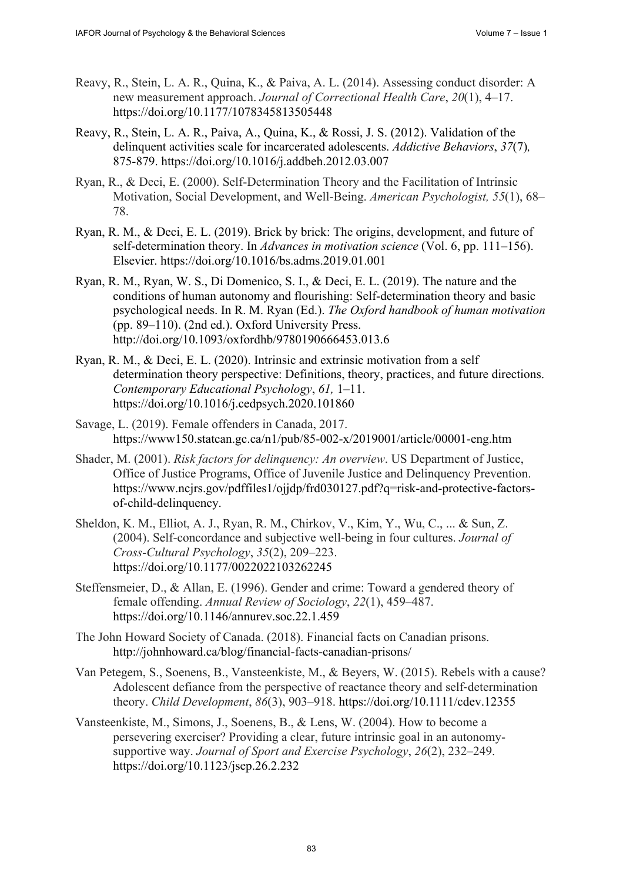Reavy, R., Stein, L. A. R., Quina, K., & Paiva, A. L. (2014). Assessing conduct disorder: A new measurement approach. *Journal of Correctional Health Care*, *20*(1), 4–17. https://doi.org/10.1177/1078345813505448

Reavy, R., Stein, L. A. R., Paiva, A., Quina, K., & Rossi, J. S. (2012). Validation of the delinquent activities scale for incarcerated adolescents. *Addictive Behaviors*, *37*(7), 875-879. https://doi.org/10.1016/j.addbeh.2012.03.007

Ryan, R., & Deci, E. (2000). Self-Determination Theory and the Facilitation of Intrinsic Motivation, Social Development, and Well-Being. *American Psychologist, 55*(1), 68–78.

Ryan, R. M., & Deci, E. L. (2019). Brick by brick: The origins, development, and future of self-determination theory. In *Advances in motivation science* (Vol. 6, pp. 111–156). Elsevier. https://doi.org/10.1016/bs.adms.2019.01.001

Ryan, R. M., Ryan, W. S., Di Domenico, S. I., & Deci, E. L. (2019). The nature and the conditions of human autonomy and flourishing: Self-determination theory and basic psychological needs. In R. M. Ryan (Ed.). *The Oxford handbook of human motivation* (pp. 89–110). (2nd ed.). Oxford University Press. http://doi.org/10.1093/oxfordhb/9780190666453.013.6

Ryan, R. M., & Deci, E. L. (2020). Intrinsic and extrinsic motivation from a self determination theory perspective: Definitions, theory, practices, and future directions. *Contemporary Educational Psychology*, *61,* 1–11. https://doi.org/10.1016/j.cedpsych.2020.101860

Savage, L. (2019). Female offenders in Canada, 2017. https://www150.statcan.gc.ca/n1/pub/85-002-x/2019001/article/00001-eng.htm

Shader, M. (2001). *Risk factors for delinquency: An overview*. US Department of Justice, Office of Justice Programs, Office of Juvenile Justice and Delinquency Prevention. https://www.ncjrs.gov/pdffiles1/ojjdp/frd030127.pdf?q=risk-and-protective-factors-of-child-delinquency.

Sheldon, K. M., Elliot, A. J., Ryan, R. M., Chirkov, V., Kim, Y., Wu, C., ... & Sun, Z. (2004). Self-concordance and subjective well-being in four cultures. *Journal of Cross-Cultural Psychology*, *35*(2), 209–223. https://doi.org/10.1177/0022022103262245

Steffensmeier, D., & Allan, E. (1996). Gender and crime: Toward a gendered theory of female offending. *Annual Review of Sociology*, *22*(1), 459–487. https://doi.org/10.1146/annurev.soc.22.1.459

The John Howard Society of Canada. (2018). Financial facts on Canadian prisons. http://johnhoward.ca/blog/financial-facts-canadian-prisons/

Van Petegem, S., Soenens, B., Vansteenkiste, M., & Beyers, W. (2015). Rebels with a cause? Adolescent defiance from the perspective of reactance theory and self-determination theory. *Child Development*, *86*(3), 903–918. https://doi.org/10.1111/cdev.12355

Vansteenkiste, M., Simons, J., Soenens, B., & Lens, W. (2004). How to become a persevering exerciser? Providing a clear, future intrinsic goal in an autonomy-supportive way. *Journal of Sport and Exercise Psychology*, *26*(2), 232–249. https://doi.org/10.1123/jsep.26.2.232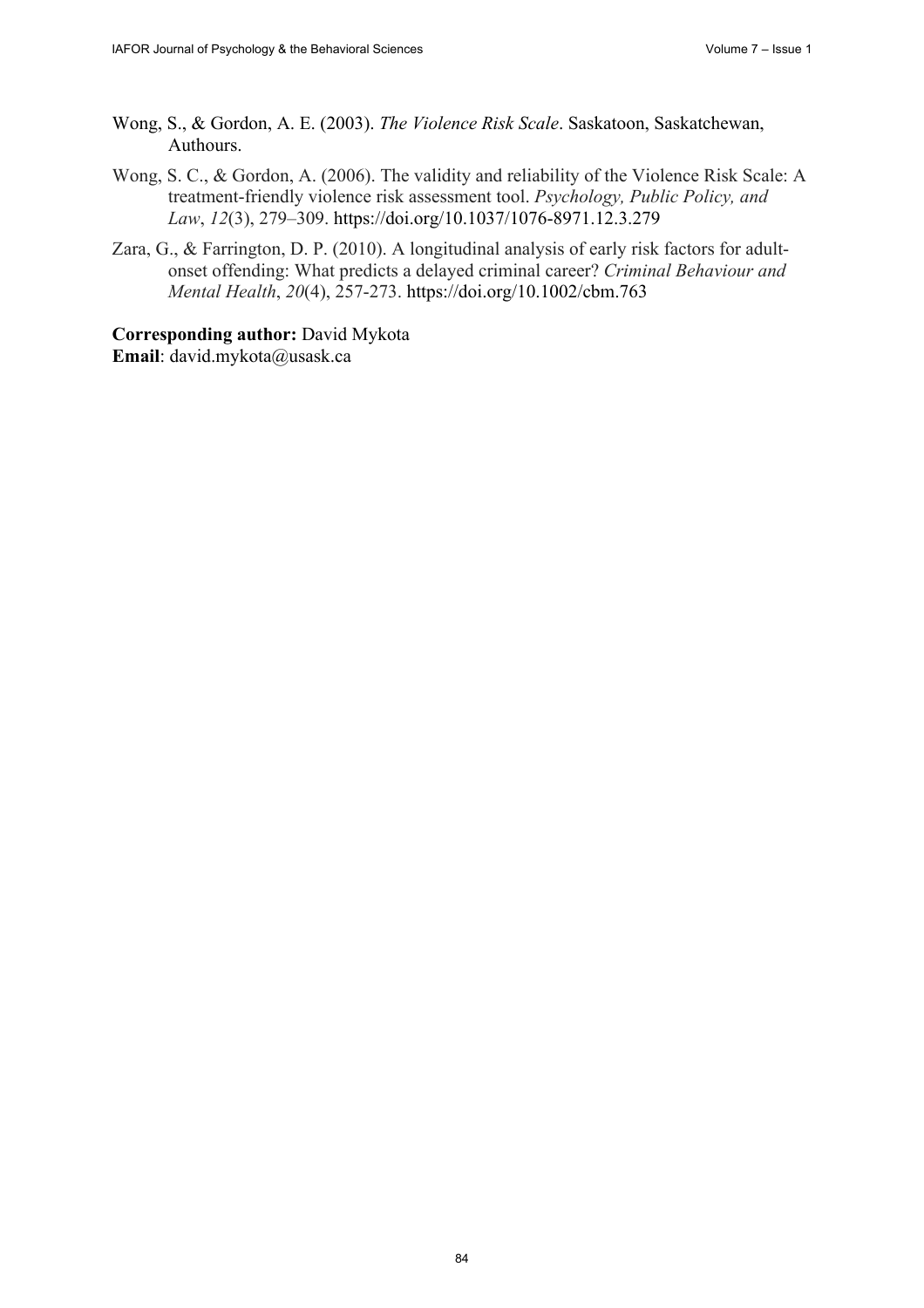Wong, S., & Gordon, A. E. (2003). *The Violence Risk Scale*. Saskatoon, Saskatchewan, Authours.

Wong, S. C., & Gordon, A. (2006). The validity and reliability of the Violence Risk Scale: A treatment-friendly violence risk assessment tool. *Psychology, Public Policy, and Law*, *12*(3), 279–309. https://doi.org/10.1037/1076-8971.12.3.279

Zara, G., & Farrington, D. P. (2010). A longitudinal analysis of early risk factors for adult-onset offending: What predicts a delayed criminal career? *Criminal Behaviour and Mental Health*, *20*(4), 257-273. https://doi.org/10.1002/cbm.763

**Corresponding author:** David Mykota
**Email**: david.mykota@usask.ca